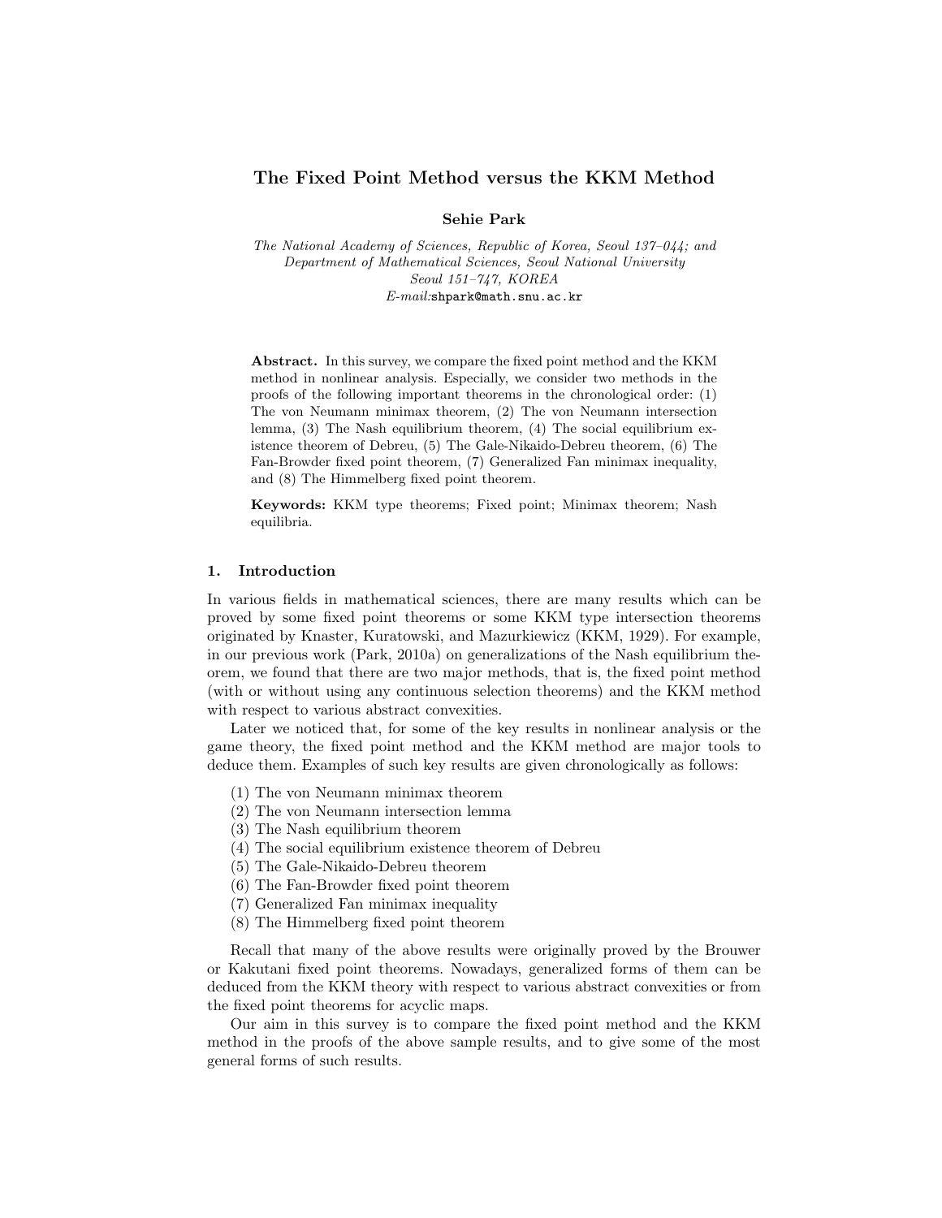# The Fixed Point Method versus the KKM Method

**Sehie Park**

*The National Academy of Sciences, Republic of Korea, Seoul 137–044; and Department of Mathematical Sciences, Seoul National University Seoul 151–747, KOREA*
*E-mail:*shpark@math.snu.ac.kr

**Abstract.** In this survey, we compare the fixed point method and the KKM method in nonlinear analysis. Especially, we consider two methods in the proofs of the following important theorems in the chronological order: (1) The von Neumann minimax theorem, (2) The von Neumann intersection lemma, (3) The Nash equilibrium theorem, (4) The social equilibrium existence theorem of Debreu, (5) The Gale-Nikaido-Debreu theorem, (6) The Fan-Browder fixed point theorem, (7) Generalized Fan minimax inequality, and (8) The Himmelberg fixed point theorem.

**Keywords:** KKM type theorems; Fixed point; Minimax theorem; Nash equilibria.

## 1. Introduction

In various fields in mathematical sciences, there are many results which can be proved by some fixed point theorems or some KKM type intersection theorems originated by Knaster, Kuratowski, and Mazurkiewicz (KKM, 1929). For example, in our previous work (Park, 2010a) on generalizations of the Nash equilibrium theorem, we found that there are two major methods, that is, the fixed point method (with or without using any continuous selection theorems) and the KKM method with respect to various abstract convexities.

Later we noticed that, for some of the key results in nonlinear analysis or the game theory, the fixed point method and the KKM method are major tools to deduce them. Examples of such key results are given chronologically as follows:

(1) The von Neumann minimax theorem
(2) The von Neumann intersection lemma
(3) The Nash equilibrium theorem
(4) The social equilibrium existence theorem of Debreu
(5) The Gale-Nikaido-Debreu theorem
(6) The Fan-Browder fixed point theorem
(7) Generalized Fan minimax inequality
(8) The Himmelberg fixed point theorem

Recall that many of the above results were originally proved by the Brouwer or Kakutani fixed point theorems. Nowadays, generalized forms of them can be deduced from the KKM theory with respect to various abstract convexities or from the fixed point theorems for acyclic maps.

Our aim in this survey is to compare the fixed point method and the KKM method in the proofs of the above sample results, and to give some of the most general forms of such results.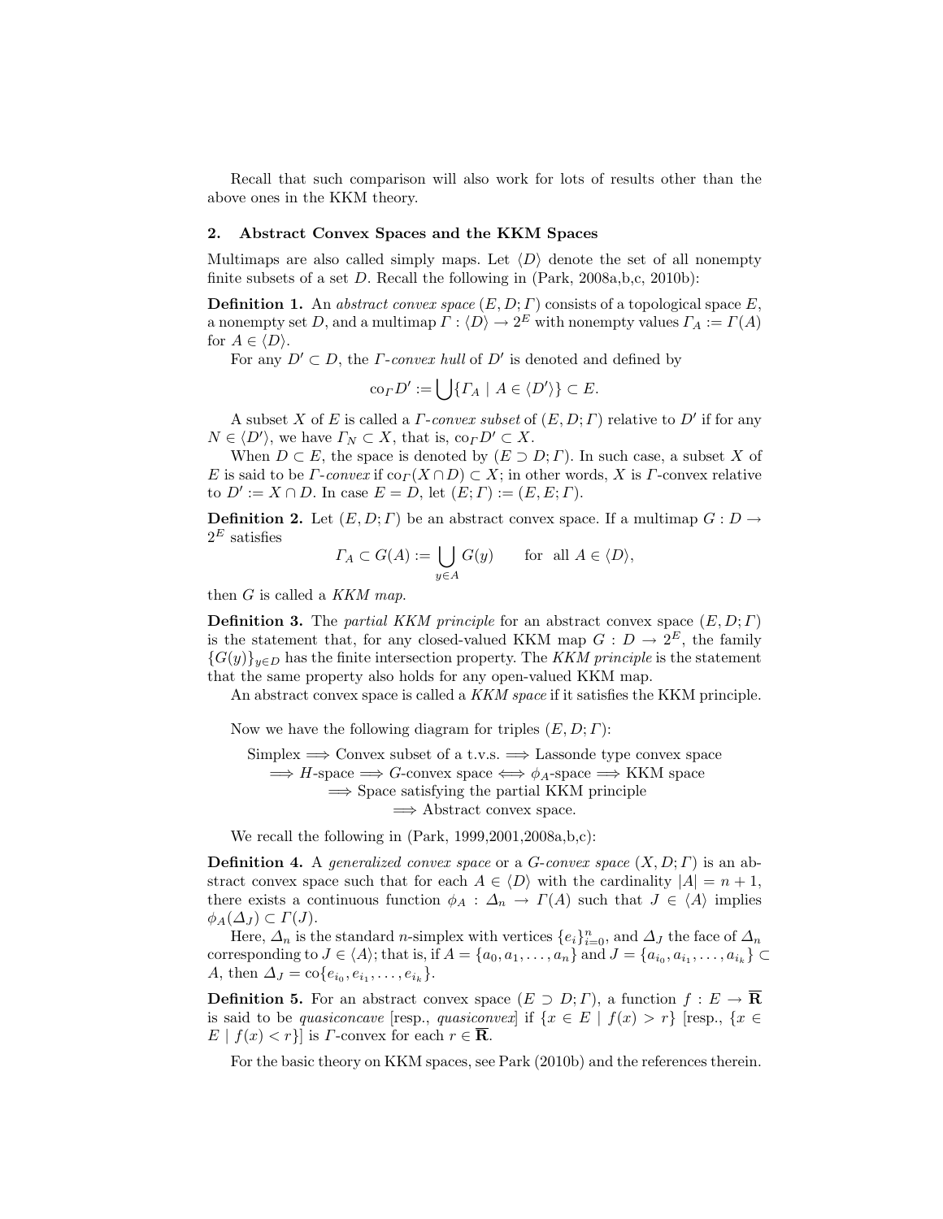Recall that such comparison will also work for lots of results other than the above ones in the KKM theory.

## 2. Abstract Convex Spaces and the KKM Spaces

Multimaps are also called simply maps. Let $\langle D \rangle$ denote the set of all nonempty finite subsets of a set $D$. Recall the following in (Park, 2008a,b,c, 2010b):

**Definition 1.** An *abstract convex space* $(E, D; \Gamma)$ consists of a topological space $E$, a nonempty set $D$, and a multimap $\Gamma : \langle D \rangle \to 2^E$ with nonempty values $\Gamma_A := \Gamma(A)$ for $A \in \langle D \rangle$.

For any $D' \subset D$, the $\Gamma$-*convex hull* of $D'$ is denoted and defined by

$$\mathrm{co}_\Gamma D' := \bigcup \{\Gamma_A \mid A \in \langle D' \rangle\} \subset E.$$

A subset $X$ of $E$ is called a $\Gamma$-*convex subset* of $(E, D; \Gamma)$ relative to $D'$ if for any $N \in \langle D' \rangle$, we have $\Gamma_N \subset X$, that is, $\mathrm{co}_\Gamma D' \subset X$.

When $D \subset E$, the space is denoted by $(E \supset D; \Gamma)$. In such case, a subset $X$ of $E$ is said to be $\Gamma$-*convex* if $\mathrm{co}_\Gamma(X \cap D) \subset X$; in other words, $X$ is $\Gamma$-convex relative to $D' := X \cap D$. In case $E = D$, let $(E; \Gamma) := (E, E; \Gamma)$.

**Definition 2.** Let $(E, D; \Gamma)$ be an abstract convex space. If a multimap $G : D \to 2^E$ satisfies

$$\Gamma_A \subset G(A) := \bigcup_{y \in A} G(y) \qquad \text{for all } A \in \langle D \rangle,$$

then $G$ is called a *KKM map*.

**Definition 3.** The *partial KKM principle* for an abstract convex space $(E, D; \Gamma)$ is the statement that, for any closed-valued KKM map $G : D \to 2^E$, the family $\{G(y)\}_{y \in D}$ has the finite intersection property. The *KKM principle* is the statement that the same property also holds for any open-valued KKM map.

An abstract convex space is called a *KKM space* if it satisfies the KKM principle.

Now we have the following diagram for triples $(E, D; \Gamma)$:

Simplex $\Longrightarrow$ Convex subset of a t.v.s. $\Longrightarrow$ Lassonde type convex space
$\Longrightarrow$ $H$-space $\Longrightarrow$ $G$-convex space $\Longleftrightarrow$ $\phi_A$-space $\Longrightarrow$ KKM space
$\Longrightarrow$ Space satisfying the partial KKM principle
$\Longrightarrow$ Abstract convex space.

We recall the following in (Park, 1999,2001,2008a,b,c):

**Definition 4.** A *generalized convex space* or a $G$-*convex space* $(X, D; \Gamma)$ is an abstract convex space such that for each $A \in \langle D \rangle$ with the cardinality $|A| = n + 1$, there exists a continuous function $\phi_A : \Delta_n \to \Gamma(A)$ such that $J \in \langle A \rangle$ implies $\phi_A(\Delta_J) \subset \Gamma(J)$.

Here, $\Delta_n$ is the standard $n$-simplex with vertices $\{e_i\}_{i=0}^n$, and $\Delta_J$ the face of $\Delta_n$ corresponding to $J \in \langle A \rangle$; that is, if $A = \{a_0, a_1, \ldots, a_n\}$ and $J = \{a_{i_0}, a_{i_1}, \ldots, a_{i_k}\} \subset A$, then $\Delta_J = \mathrm{co}\{e_{i_0}, e_{i_1}, \ldots, e_{i_k}\}$.

**Definition 5.** For an abstract convex space $(E \supset D; \Gamma)$, a function $f : E \to \overline{\mathbf{R}}$ is said to be *quasiconcave* [resp., *quasiconvex*] if $\{x \in E \mid f(x) > r\}$ [resp., $\{x \in E \mid f(x) < r\}$] is $\Gamma$-convex for each $r \in \overline{\mathbf{R}}$.

For the basic theory on KKM spaces, see Park (2010b) and the references therein.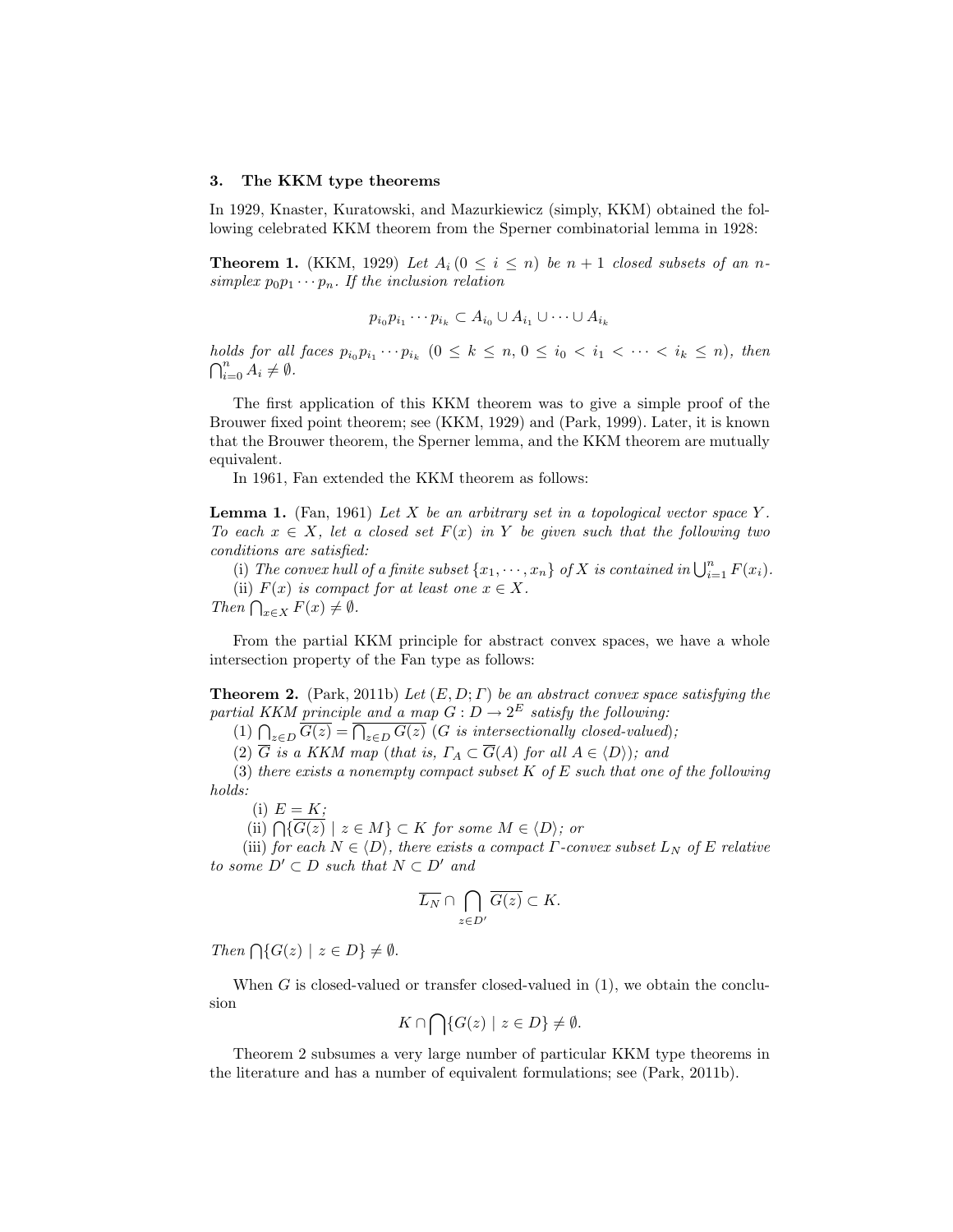### 3. The KKM type theorems

In 1929, Knaster, Kuratowski, and Mazurkiewicz (simply, KKM) obtained the following celebrated KKM theorem from the Sperner combinatorial lemma in 1928:

**Theorem 1.** (KKM, 1929) *Let $A_i\,(0 \leq i \leq n)$ be $n+1$ closed subsets of an $n$-simplex $p_0 p_1 \cdots p_n$. If the inclusion relation*

$$p_{i_0} p_{i_1} \cdots p_{i_k} \subset A_{i_0} \cup A_{i_1} \cup \cdots \cup A_{i_k}$$

*holds for all faces $p_{i_0} p_{i_1} \cdots p_{i_k}$ $(0 \leq k \leq n,\ 0 \leq i_0 < i_1 < \cdots < i_k \leq n)$, then $\bigcap_{i=0}^{n} A_i \neq \emptyset$.*

The first application of this KKM theorem was to give a simple proof of the Brouwer fixed point theorem; see (KKM, 1929) and (Park, 1999). Later, it is known that the Brouwer theorem, the Sperner lemma, and the KKM theorem are mutually equivalent.

In 1961, Fan extended the KKM theorem as follows:

**Lemma 1.** (Fan, 1961) *Let $X$ be an arbitrary set in a topological vector space $Y$. To each $x \in X$, let a closed set $F(x)$ in $Y$ be given such that the following two conditions are satisfied:*

(i) *The convex hull of a finite subset $\{x_1, \cdots, x_n\}$ of $X$ is contained in $\bigcup_{i=1}^{n} F(x_i)$.*

(ii) *$F(x)$ is compact for at least one $x \in X$.*

*Then $\bigcap_{x \in X} F(x) \neq \emptyset$.*

From the partial KKM principle for abstract convex spaces, we have a whole intersection property of the Fan type as follows:

**Theorem 2.** (Park, 2011b) *Let $(E, D; \Gamma)$ be an abstract convex space satisfying the partial KKM principle and a map $G : D \to 2^E$ satisfy the following:*

(1) *$\bigcap_{z \in D} \overline{G(z)} = \bigcap_{z \in D} G(z)$ ($G$ is intersectionally closed-valued);*

(2) *$\overline{G}$ is a KKM map (that is, $\Gamma_A \subset \overline{G}(A)$ for all $A \in \langle D \rangle$); and*

(3) *there exists a nonempty compact subset $K$ of $E$ such that one of the following holds:*

(i) *$E = K$;*

(ii) *$\bigcap \{ \overline{G(z)} \mid z \in M \} \subset K$ for some $M \in \langle D \rangle$; or*

(iii) *for each $N \in \langle D \rangle$, there exists a compact $\Gamma$-convex subset $L_N$ of $E$ relative to some $D' \subset D$ such that $N \subset D'$ and*

$$\overline{L_N} \cap \bigcap_{z \in D'} \overline{G(z)} \subset K.$$

*Then $\bigcap \{ G(z) \mid z \in D \} \neq \emptyset$.*

When $G$ is closed-valued or transfer closed-valued in (1), we obtain the conclusion

$$K \cap \bigcap \{ G(z) \mid z \in D \} \neq \emptyset.$$

Theorem 2 subsumes a very large number of particular KKM type theorems in the literature and has a number of equivalent formulations; see (Park, 2011b).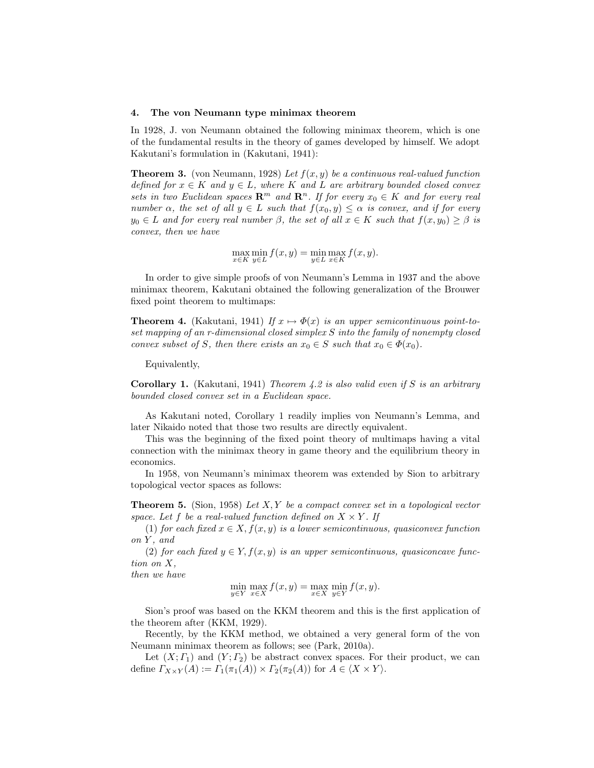## 4. The von Neumann type minimax theorem

In 1928, J. von Neumann obtained the following minimax theorem, which is one of the fundamental results in the theory of games developed by himself. We adopt Kakutani's formulation in (Kakutani, 1941):

**Theorem 3.** (von Neumann, 1928) *Let $f(x, y)$ be a continuous real-valued function defined for $x \in K$ and $y \in L$, where $K$ and $L$ are arbitrary bounded closed convex sets in two Euclidean spaces $\mathbf{R}^m$ and $\mathbf{R}^n$. If for every $x_0 \in K$ and for every real number $\alpha$, the set of all $y \in L$ such that $f(x_0, y) \leq \alpha$ is convex, and if for every $y_0 \in L$ and for every real number $\beta$, the set of all $x \in K$ such that $f(x, y_0) \geq \beta$ is convex, then we have*

$$\max_{x \in K} \min_{y \in L} f(x, y) = \min_{y \in L} \max_{x \in K} f(x, y).$$

In order to give simple proofs of von Neumann's Lemma in 1937 and the above minimax theorem, Kakutani obtained the following generalization of the Brouwer fixed point theorem to multimaps:

**Theorem 4.** (Kakutani, 1941) *If $x \mapsto \Phi(x)$ is an upper semicontinuous point-to-set mapping of an $r$-dimensional closed simplex $S$ into the family of nonempty closed convex subset of $S$, then there exists an $x_0 \in S$ such that $x_0 \in \Phi(x_0)$.*

Equivalently,

**Corollary 1.** (Kakutani, 1941) *Theorem 4.2 is also valid even if $S$ is an arbitrary bounded closed convex set in a Euclidean space.*

As Kakutani noted, Corollary 1 readily implies von Neumann's Lemma, and later Nikaido noted that those two results are directly equivalent.

This was the beginning of the fixed point theory of multimaps having a vital connection with the minimax theory in game theory and the equilibrium theory in economics.

In 1958, von Neumann's minimax theorem was extended by Sion to arbitrary topological vector spaces as follows:

**Theorem 5.** (Sion, 1958) *Let $X, Y$ be a compact convex set in a topological vector space. Let $f$ be a real-valued function defined on $X \times Y$. If*

*(1) for each fixed $x \in X, f(x, y)$ is a lower semicontinuous, quasiconvex function on $Y$, and*

*(2) for each fixed $y \in Y, f(x, y)$ is an upper semicontinuous, quasiconcave function on $X$,*

*then we have*

$$\min_{y \in Y} \max_{x \in X} f(x, y) = \max_{x \in X} \min_{y \in Y} f(x, y).$$

Sion's proof was based on the KKM theorem and this is the first application of the theorem after (KKM, 1929).

Recently, by the KKM method, we obtained a very general form of the von Neumann minimax theorem as follows; see (Park, 2010a).

Let $(X; \Gamma_1)$ and $(Y; \Gamma_2)$ be abstract convex spaces. For their product, we can define $\Gamma_{X \times Y}(A) := \Gamma_1(\pi_1(A)) \times \Gamma_2(\pi_2(A))$ for $A \in \langle X \times Y \rangle$.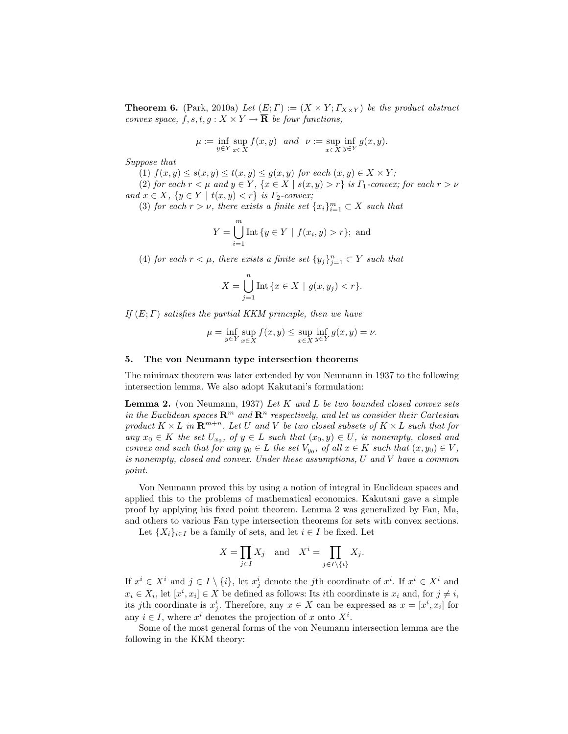**Theorem 6.** (Park, 2010a) *Let $(E;\Gamma) := (X \times Y; \Gamma_{X\times Y})$ be the product abstract convex space, $f, s, t, g : X \times Y \to \overline{\mathbf{R}}$ be four functions,*

$$\mu := \inf_{y\in Y} \sup_{x\in X} f(x,y) \quad \text{and} \quad \nu := \sup_{x\in X} \inf_{y\in Y} g(x,y).$$

*Suppose that*

(1) *$f(x,y) \le s(x,y) \le t(x,y) \le g(x,y)$ for each $(x,y) \in X \times Y$;*

(2) *for each $r < \mu$ and $y \in Y$, $\{x \in X \mid s(x,y) > r\}$ is $\Gamma_1$-convex; for each $r > \nu$ and $x \in X$, $\{y \in Y \mid t(x,y) < r\}$ is $\Gamma_2$-convex;*

(3) *for each $r > \nu$, there exists a finite set $\{x_i\}_{i=1}^m \subset X$ such that*

$$Y = \bigcup_{i=1}^{m} \operatorname{Int}\{y \in Y \mid f(x_i,y) > r\}; \text{ and}$$

(4) *for each $r < \mu$, there exists a finite set $\{y_j\}_{j=1}^n \subset Y$ such that*

$$X = \bigcup_{j=1}^{n} \operatorname{Int}\{x \in X \mid g(x,y_j) < r\}.$$

*If $(E;\Gamma)$ satisfies the partial KKM principle, then we have*

$$\mu = \inf_{y\in Y} \sup_{x\in X} f(x,y) \le \sup_{x\in X} \inf_{y\in Y} g(x,y) = \nu.$$

## 5. The von Neumann type intersection theorems

The minimax theorem was later extended by von Neumann in 1937 to the following intersection lemma. We also adopt Kakutani's formulation:

**Lemma 2.** (von Neumann, 1937) *Let $K$ and $L$ be two bounded closed convex sets in the Euclidean spaces $\mathbf{R}^m$ and $\mathbf{R}^n$ respectively, and let us consider their Cartesian product $K \times L$ in $\mathbf{R}^{m+n}$. Let $U$ and $V$ be two closed subsets of $K \times L$ such that for any $x_0 \in K$ the set $U_{x_0}$, of $y \in L$ such that $(x_0, y) \in U$, is nonempty, closed and convex and such that for any $y_0 \in L$ the set $V_{y_0}$, of all $x \in K$ such that $(x, y_0) \in V$, is nonempty, closed and convex. Under these assumptions, $U$ and $V$ have a common point.*

Von Neumann proved this by using a notion of integral in Euclidean spaces and applied this to the problems of mathematical economics. Kakutani gave a simple proof by applying his fixed point theorem. Lemma 2 was generalized by Fan, Ma, and others to various Fan type intersection theorems for sets with convex sections.

Let $\{X_i\}_{i\in I}$ be a family of sets, and let $i \in I$ be fixed. Let

$$X = \prod_{j\in I} X_j \quad \text{and} \quad X^i = \prod_{j\in I\setminus\{i\}} X_j.$$

If $x^i \in X^i$ and $j \in I \setminus \{i\}$, let $x^i_j$ denote the $j$th coordinate of $x^i$. If $x^i \in X^i$ and $x_i \in X_i$, let $[x^i, x_i] \in X$ be defined as follows: Its $i$th coordinate is $x_i$ and, for $j \ne i$, its $j$th coordinate is $x^i_j$. Therefore, any $x \in X$ can be expressed as $x = [x^i, x_i]$ for any $i \in I$, where $x^i$ denotes the projection of $x$ onto $X^i$.

Some of the most general forms of the von Neumann intersection lemma are the following in the KKM theory: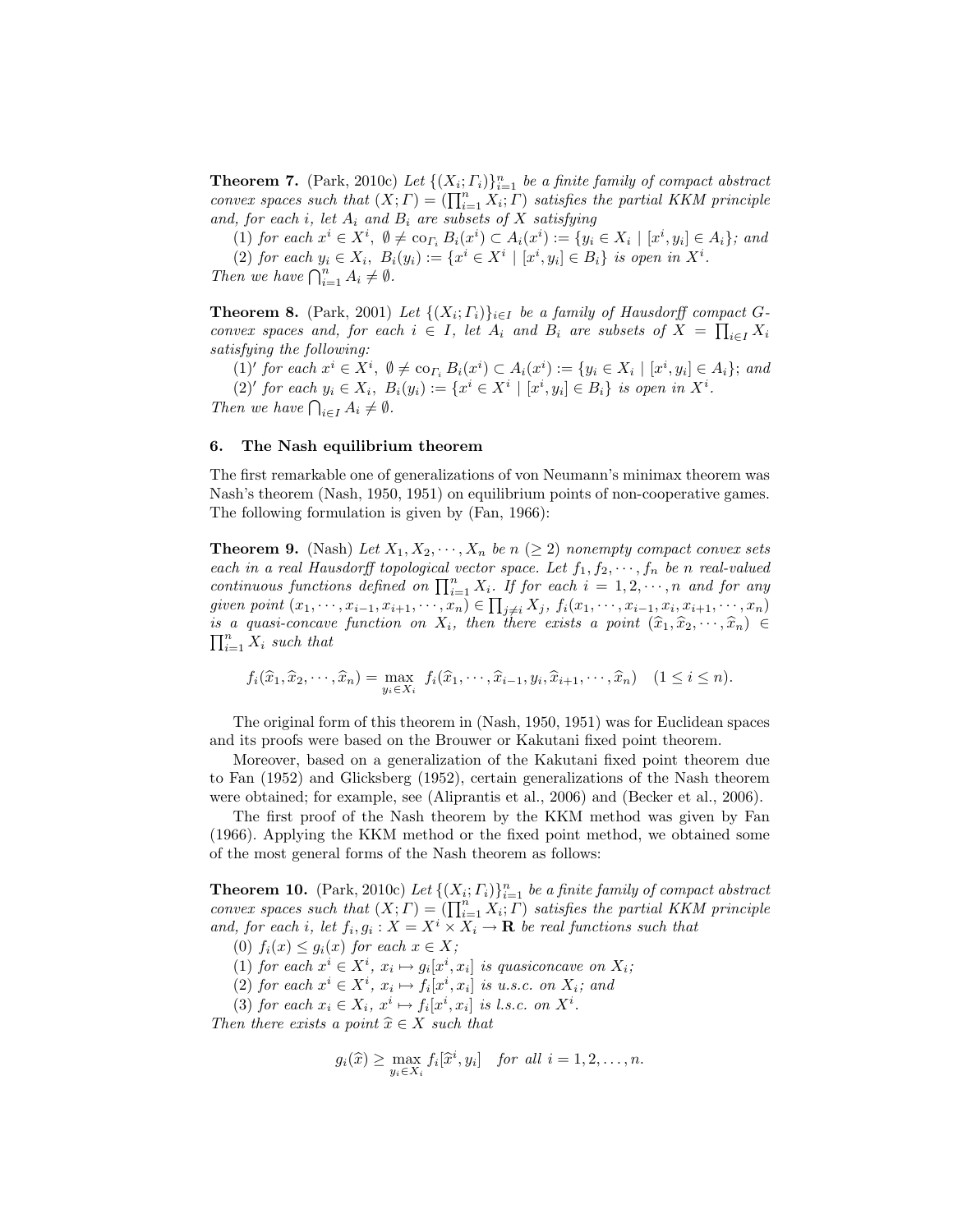**Theorem 7.** (Park, 2010c) *Let $\{(X_i; \Gamma_i)\}_{i=1}^n$ be a finite family of compact abstract convex spaces such that $(X; \Gamma) = (\prod_{i=1}^n X_i; \Gamma)$ satisfies the partial KKM principle and, for each $i$, let $A_i$ and $B_i$ are subsets of $X$ satisfying*

(1) *for each $x^i \in X^i$, $\emptyset \neq \text{co}_{\Gamma_i} B_i(x^i) \subset A_i(x^i) := \{y_i \in X_i \mid [x^i, y_i] \in A_i\}$; and*

(2) *for each $y_i \in X_i$, $B_i(y_i) := \{x^i \in X^i \mid [x^i, y_i] \in B_i\}$ is open in $X^i$.*

*Then we have $\bigcap_{i=1}^n A_i \neq \emptyset$.*

**Theorem 8.** (Park, 2001) *Let $\{(X_i; \Gamma_i)\}_{i \in I}$ be a family of Hausdorff compact $G$-convex spaces and, for each $i \in I$, let $A_i$ and $B_i$ are subsets of $X = \prod_{i \in I} X_i$ satisfying the following:*

$(1)'$ *for each $x^i \in X^i$, $\emptyset \neq \text{co}_{\Gamma_i} B_i(x^i) \subset A_i(x^i) := \{y_i \in X_i \mid [x^i, y_i] \in A_i\}$; and*

$(2)'$ *for each $y_i \in X_i$, $B_i(y_i) := \{x^i \in X^i \mid [x^i, y_i] \in B_i\}$ is open in $X^i$.*

*Then we have $\bigcap_{i \in I} A_i \neq \emptyset$.*

## 6. The Nash equilibrium theorem

The first remarkable one of generalizations of von Neumann's minimax theorem was Nash's theorem (Nash, 1950, 1951) on equilibrium points of non-cooperative games. The following formulation is given by (Fan, 1966):

**Theorem 9.** (Nash) *Let $X_1, X_2, \cdots, X_n$ be $n$ $(\geq 2)$ nonempty compact convex sets each in a real Hausdorff topological vector space. Let $f_1, f_2, \cdots, f_n$ be $n$ real-valued continuous functions defined on $\prod_{i=1}^n X_i$. If for each $i = 1, 2, \cdots, n$ and for any given point $(x_1, \cdots, x_{i-1}, x_{i+1}, \cdots, x_n) \in \prod_{j \neq i} X_j$, $f_i(x_1, \cdots, x_{i-1}, x_i, x_{i+1}, \cdots, x_n)$ is a quasi-concave function on $X_i$, then there exists a point $(\widehat{x}_1, \widehat{x}_2, \cdots, \widehat{x}_n) \in \prod_{i=1}^n X_i$ such that*

$$f_i(\widehat{x}_1, \widehat{x}_2, \cdots, \widehat{x}_n) = \max_{y_i \in X_i} \; f_i(\widehat{x}_1, \cdots, \widehat{x}_{i-1}, y_i, \widehat{x}_{i+1}, \cdots, \widehat{x}_n) \quad (1 \leq i \leq n).$$

The original form of this theorem in (Nash, 1950, 1951) was for Euclidean spaces and its proofs were based on the Brouwer or Kakutani fixed point theorem.

Moreover, based on a generalization of the Kakutani fixed point theorem due to Fan (1952) and Glicksberg (1952), certain generalizations of the Nash theorem were obtained; for example, see (Aliprantis et al., 2006) and (Becker et al., 2006).

The first proof of the Nash theorem by the KKM method was given by Fan (1966). Applying the KKM method or the fixed point method, we obtained some of the most general forms of the Nash theorem as follows:

**Theorem 10.** (Park, 2010c) *Let $\{(X_i; \Gamma_i)\}_{i=1}^n$ be a finite family of compact abstract convex spaces such that $(X; \Gamma) = (\prod_{i=1}^n X_i; \Gamma)$ satisfies the partial KKM principle and, for each $i$, let $f_i, g_i : X = X^i \times X_i \to \mathbf{R}$ be real functions such that*

(0) *$f_i(x) \leq g_i(x)$ for each $x \in X$;*

(1) *for each $x^i \in X^i$, $x_i \mapsto g_i[x^i, x_i]$ is quasiconcave on $X_i$;*

(2) *for each $x^i \in X^i$, $x_i \mapsto f_i[x^i, x_i]$ is u.s.c. on $X_i$; and*

(3) *for each $x_i \in X_i$, $x^i \mapsto f_i[x^i, x_i]$ is l.s.c. on $X^i$.*

*Then there exists a point $\widehat{x} \in X$ such that*

$$g_i(\widehat{x}) \geq \max_{y_i \in X_i} f_i[\widehat{x}^i, y_i] \quad \textit{for all } i = 1, 2, \ldots, n.$$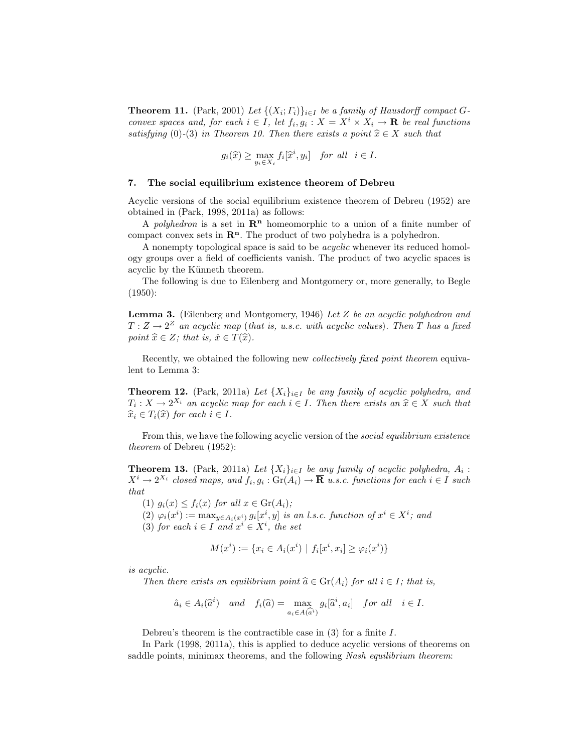**Theorem 11.** (Park, 2001) *Let $\{(X_i; \Gamma_i)\}_{i \in I}$ be a family of Hausdorff compact G-convex spaces and, for each $i \in I$, let $f_i, g_i : X = X^i \times X_i \to \mathbf{R}$ be real functions satisfying (0)-(3) in Theorem 10. Then there exists a point $\widehat{x} \in X$ such that*

$$g_i(\widehat{x}) \geq \max_{y_i \in X_i} f_i[\widehat{x}^i, y_i] \quad \text{for all} \quad i \in I.$$

## 7. The social equilibrium existence theorem of Debreu

Acyclic versions of the social equilibrium existence theorem of Debreu (1952) are obtained in (Park, 1998, 2011a) as follows:

A *polyhedron* is a set in $\mathbf{R^n}$ homeomorphic to a union of a finite number of compact convex sets in $\mathbf{R^n}$. The product of two polyhedra is a polyhedron.

A nonempty topological space is said to be *acyclic* whenever its reduced homology groups over a field of coefficients vanish. The product of two acyclic spaces is acyclic by the Künneth theorem.

The following is due to Eilenberg and Montgomery or, more generally, to Begle (1950):

**Lemma 3.** (Eilenberg and Montgomery, 1946) *Let $Z$ be an acyclic polyhedron and $T : Z \to 2^Z$ an acyclic map (that is, u.s.c. with acyclic values). Then $T$ has a fixed point $\widehat{x} \in Z$; that is, $\hat{x} \in T(\widehat{x})$.*

Recently, we obtained the following new *collectively fixed point theorem* equivalent to Lemma 3:

**Theorem 12.** (Park, 2011a) *Let $\{X_i\}_{i \in I}$ be any family of acyclic polyhedra, and $T_i : X \to 2^{X_i}$ an acyclic map for each $i \in I$. Then there exists an $\widehat{x} \in X$ such that $\widehat{x}_i \in T_i(\widehat{x})$ for each $i \in I$.*

From this, we have the following acyclic version of the *social equilibrium existence theorem* of Debreu (1952):

**Theorem 13.** (Park, 2011a) *Let $\{X_i\}_{i \in I}$ be any family of acyclic polyhedra, $A_i : X^i \to 2^{X_i}$ closed maps, and $f_i, g_i : \mathrm{Gr}(A_i) \to \overline{\mathbf{R}}$ u.s.c. functions for each $i \in I$ such that*

(1) *$g_i(x) \leq f_i(x)$ for all $x \in \mathrm{Gr}(A_i)$;*

(2) *$\varphi_i(x^i) := \max_{y \in A_i(x^i)} g_i[x^i, y]$ is an l.s.c. function of $x^i \in X^i$; and*

(3) *for each $i \in I$ and $x^i \in X^i$, the set*

$$M(x^i) := \{x_i \in A_i(x^i) \mid f_i[x^i, x_i] \geq \varphi_i(x^i)\}$$

*is acyclic.*

*Then there exists an equilibrium point $\widehat{a} \in \mathrm{Gr}(A_i)$ for all $i \in I$; that is,*

$$\hat{a}_i \in A_i(\widehat{a}^i) \quad \text{and} \quad f_i(\widehat{a}) = \max_{a_i \in A(\widehat{a}^i)} g_i[\widehat{a}^i, a_i] \quad \text{for all} \quad i \in I.$$

Debreu's theorem is the contractible case in (3) for a finite $I$.

In Park (1998, 2011a), this is applied to deduce acyclic versions of theorems on saddle points, minimax theorems, and the following *Nash equilibrium theorem*: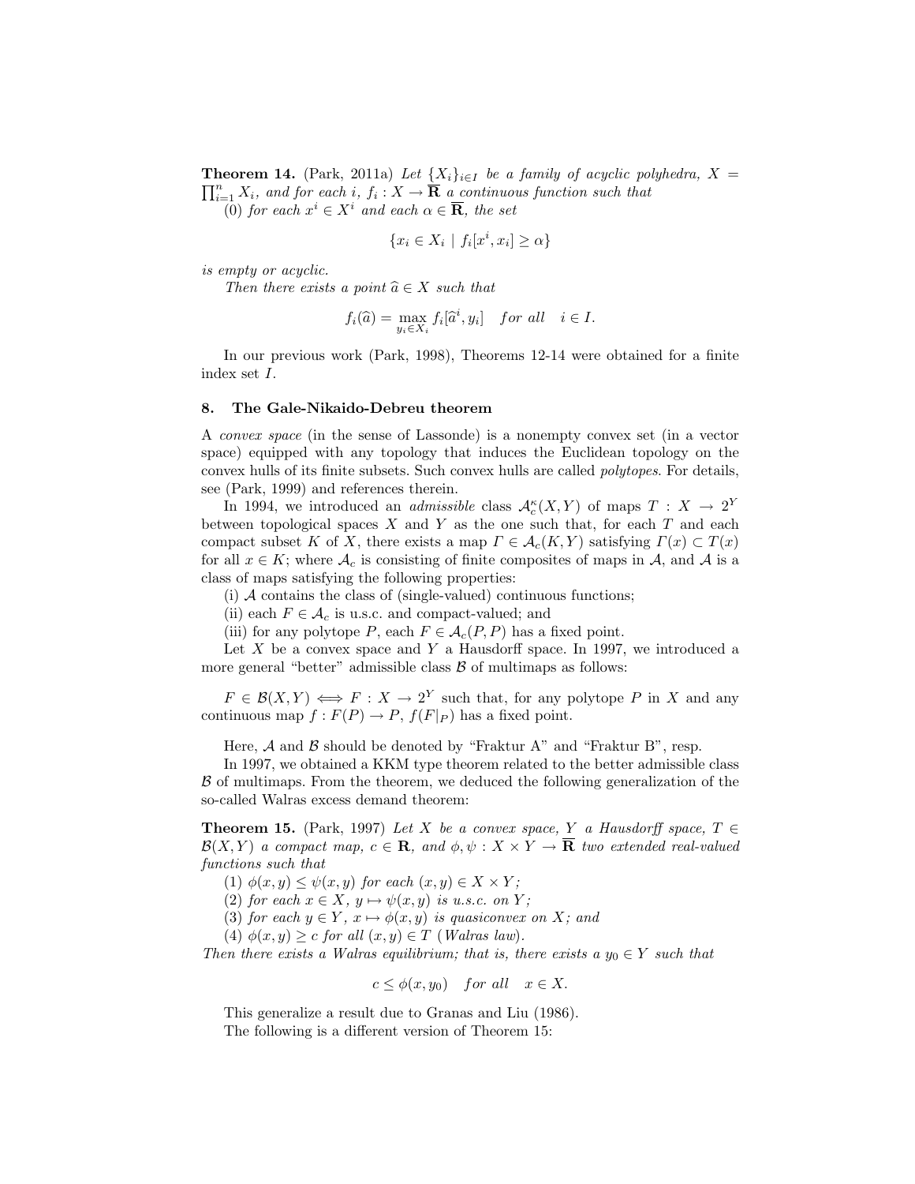**Theorem 14.** (Park, 2011a) *Let $\{X_i\}_{i\in I}$ be a family of acyclic polyhedra, $X = \prod_{i=1}^n X_i$, and for each $i$, $f_i : X \to \overline{\mathbf{R}}$ a continuous function such that*

(0) *for each $x^i \in X^i$ and each $\alpha \in \overline{\mathbf{R}}$, the set*

$$\{x_i \in X_i \mid f_i[x^i, x_i] \geq \alpha\}$$

*is empty or acyclic.*

*Then there exists a point $\widehat{a} \in X$ such that*

$$f_i(\widehat{a}) = \max_{y_i \in X_i} f_i[\widehat{a}^i, y_i] \quad \textit{for all} \quad i \in I.$$

In our previous work (Park, 1998), Theorems 12-14 were obtained for a finite index set $I$.

## 8. The Gale-Nikaido-Debreu theorem

A *convex space* (in the sense of Lassonde) is a nonempty convex set (in a vector space) equipped with any topology that induces the Euclidean topology on the convex hulls of its finite subsets. Such convex hulls are called *polytopes*. For details, see (Park, 1999) and references therein.

In 1994, we introduced an *admissible* class $\mathcal{A}_c^\kappa(X, Y)$ of maps $T : X \to 2^Y$ between topological spaces $X$ and $Y$ as the one such that, for each $T$ and each compact subset $K$ of $X$, there exists a map $\Gamma \in \mathcal{A}_c(K, Y)$ satisfying $\Gamma(x) \subset T(x)$ for all $x \in K$; where $\mathcal{A}_c$ is consisting of finite composites of maps in $\mathcal{A}$, and $\mathcal{A}$ is a class of maps satisfying the following properties:

(i) $\mathcal{A}$ contains the class of (single-valued) continuous functions;

(ii) each $F \in \mathcal{A}_c$ is u.s.c. and compact-valued; and

(iii) for any polytope $P$, each $F \in \mathcal{A}_c(P, P)$ has a fixed point.

Let $X$ be a convex space and $Y$ a Hausdorff space. In 1997, we introduced a more general "better" admissible class $\mathcal{B}$ of multimaps as follows:

$F \in \mathcal{B}(X, Y) \iff F : X \to 2^Y$ such that, for any polytope $P$ in $X$ and any continuous map $f : F(P) \to P$, $f(F|_P)$ has a fixed point.

Here, $\mathcal{A}$ and $\mathcal{B}$ should be denoted by "Fraktur A" and "Fraktur B", resp.

In 1997, we obtained a KKM type theorem related to the better admissible class $\mathcal{B}$ of multimaps. From the theorem, we deduced the following generalization of the so-called Walras excess demand theorem:

**Theorem 15.** (Park, 1997) *Let $X$ be a convex space, $Y$ a Hausdorff space, $T \in \mathcal{B}(X, Y)$ a compact map, $c \in \mathbf{R}$, and $\phi, \psi : X \times Y \to \overline{\mathbf{R}}$ two extended real-valued functions such that*

(1) *$\phi(x, y) \leq \psi(x, y)$ for each $(x, y) \in X \times Y$;*

(2) *for each $x \in X$, $y \mapsto \psi(x, y)$ is u.s.c. on $Y$;*

(3) *for each $y \in Y$, $x \mapsto \phi(x, y)$ is quasiconvex on $X$; and*

(4) *$\phi(x, y) \geq c$ for all $(x, y) \in T$ (Walras law).*

*Then there exists a Walras equilibrium; that is, there exists a $y_0 \in Y$ such that*

$$c \leq \phi(x, y_0) \quad \textit{for all} \quad x \in X.$$

This generalize a result due to Granas and Liu (1986).

The following is a different version of Theorem 15: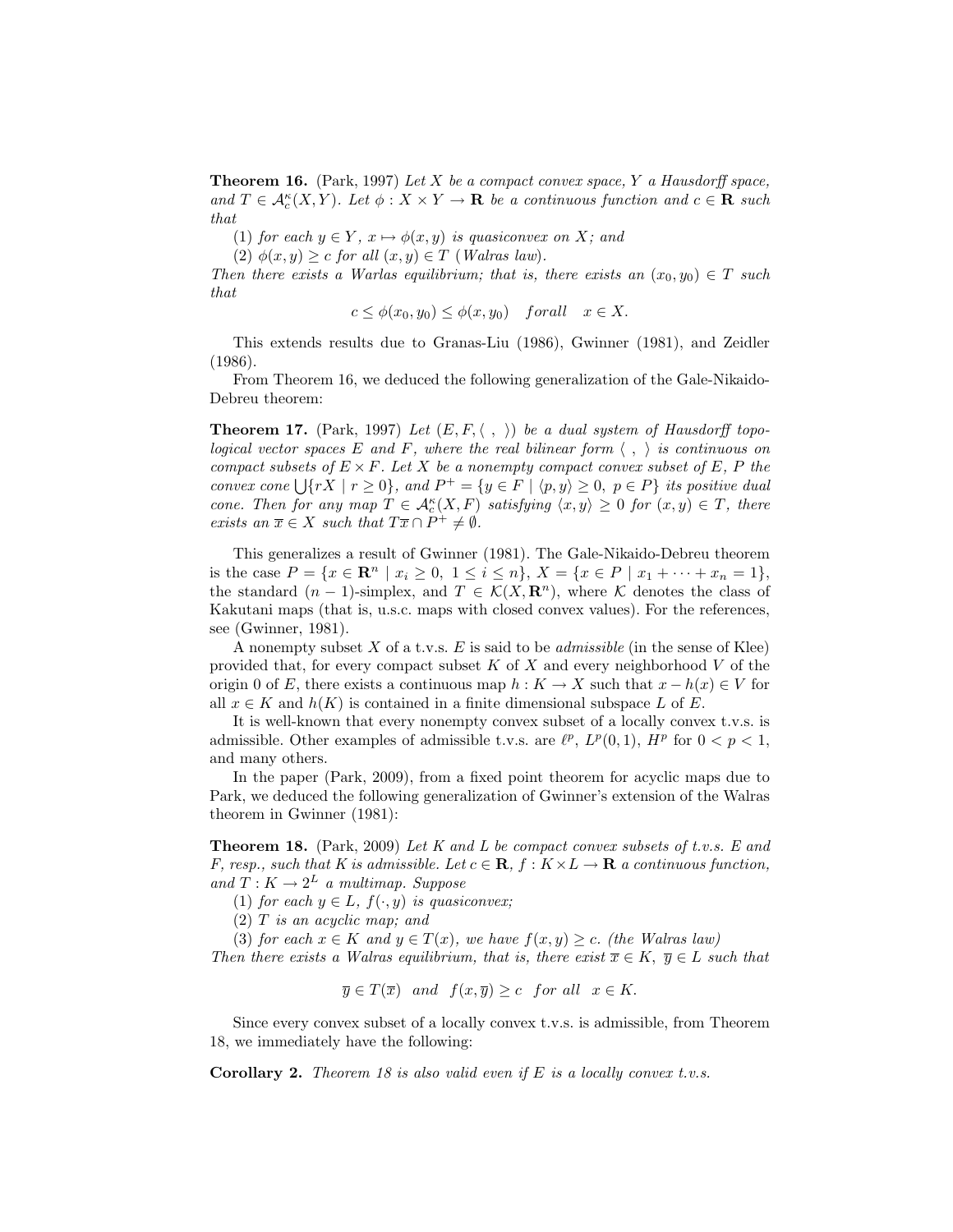**Theorem 16.** (Park, 1997) *Let $X$ be a compact convex space, $Y$ a Hausdorff space, and $T \in \mathcal{A}_c^\kappa(X, Y)$. Let $\phi : X \times Y \to \mathbf{R}$ be a continuous function and $c \in \mathbf{R}$ such that*

(1) *for each $y \in Y$, $x \mapsto \phi(x, y)$ is quasiconvex on $X$; and*

(2) *$\phi(x, y) \geq c$ for all $(x, y) \in T$ (Walras law).*

*Then there exists a Warlas equilibrium; that is, there exists an $(x_0, y_0) \in T$ such that*

$$c \leq \phi(x_0, y_0) \leq \phi(x, y_0) \quad forall \quad x \in X.$$

This extends results due to Granas-Liu (1986), Gwinner (1981), and Zeidler (1986).

From Theorem 16, we deduced the following generalization of the Gale-Nikaido-Debreu theorem:

**Theorem 17.** (Park, 1997) *Let $(E, F, \langle \ , \ \rangle)$ be a dual system of Hausdorff topological vector spaces $E$ and $F$, where the real bilinear form $\langle \ , \ \rangle$ is continuous on compact subsets of $E \times F$. Let $X$ be a nonempty compact convex subset of $E$, $P$ the convex cone $\bigcup\{rX \mid r \geq 0\}$, and $P^+ = \{y \in F \mid \langle p, y \rangle \geq 0, \ p \in P\}$ its positive dual cone. Then for any map $T \in \mathcal{A}_c^\kappa(X, F)$ satisfying $\langle x, y \rangle \geq 0$ for $(x, y) \in T$, there exists an $\overline{x} \in X$ such that $T\overline{x} \cap P^+ \neq \emptyset$.*

This generalizes a result of Gwinner (1981). The Gale-Nikaido-Debreu theorem is the case $P = \{x \in \mathbf{R}^n \mid x_i \geq 0, \ 1 \leq i \leq n\}$, $X = \{x \in P \mid x_1 + \cdots + x_n = 1\}$, the standard $(n-1)$-simplex, and $T \in \mathcal{K}(X, \mathbf{R}^n)$, where $\mathcal{K}$ denotes the class of Kakutani maps (that is, u.s.c. maps with closed convex values). For the references, see (Gwinner, 1981).

A nonempty subset $X$ of a t.v.s. $E$ is said to be *admissible* (in the sense of Klee) provided that, for every compact subset $K$ of $X$ and every neighborhood $V$ of the origin 0 of $E$, there exists a continuous map $h : K \to X$ such that $x - h(x) \in V$ for all $x \in K$ and $h(K)$ is contained in a finite dimensional subspace $L$ of $E$.

It is well-known that every nonempty convex subset of a locally convex t.v.s. is admissible. Other examples of admissible t.v.s. are $\ell^p$, $L^p(0, 1)$, $H^p$ for $0 < p < 1$, and many others.

In the paper (Park, 2009), from a fixed point theorem for acyclic maps due to Park, we deduced the following generalization of Gwinner's extension of the Walras theorem in Gwinner (1981):

**Theorem 18.** (Park, 2009) *Let $K$ and $L$ be compact convex subsets of t.v.s. $E$ and $F$, resp., such that $K$ is admissible. Let $c \in \mathbf{R}$, $f : K \times L \to \mathbf{R}$ a continuous function, and $T : K \to 2^L$ a multimap. Suppose*

(1) *for each $y \in L$, $f(\cdot, y)$ is quasiconvex;*

(2) *$T$ is an acyclic map; and*

(3) *for each $x \in K$ and $y \in T(x)$, we have $f(x, y) \geq c$. (the Walras law)*

*Then there exists a Walras equilibrium, that is, there exist $\overline{x} \in K$, $\overline{y} \in L$ such that*

$$\overline{y} \in T(\overline{x}) \quad and \quad f(x, \overline{y}) \geq c \quad for\ all \quad x \in K.$$

Since every convex subset of a locally convex t.v.s. is admissible, from Theorem 18, we immediately have the following:

**Corollary 2.** *Theorem 18 is also valid even if $E$ is a locally convex t.v.s.*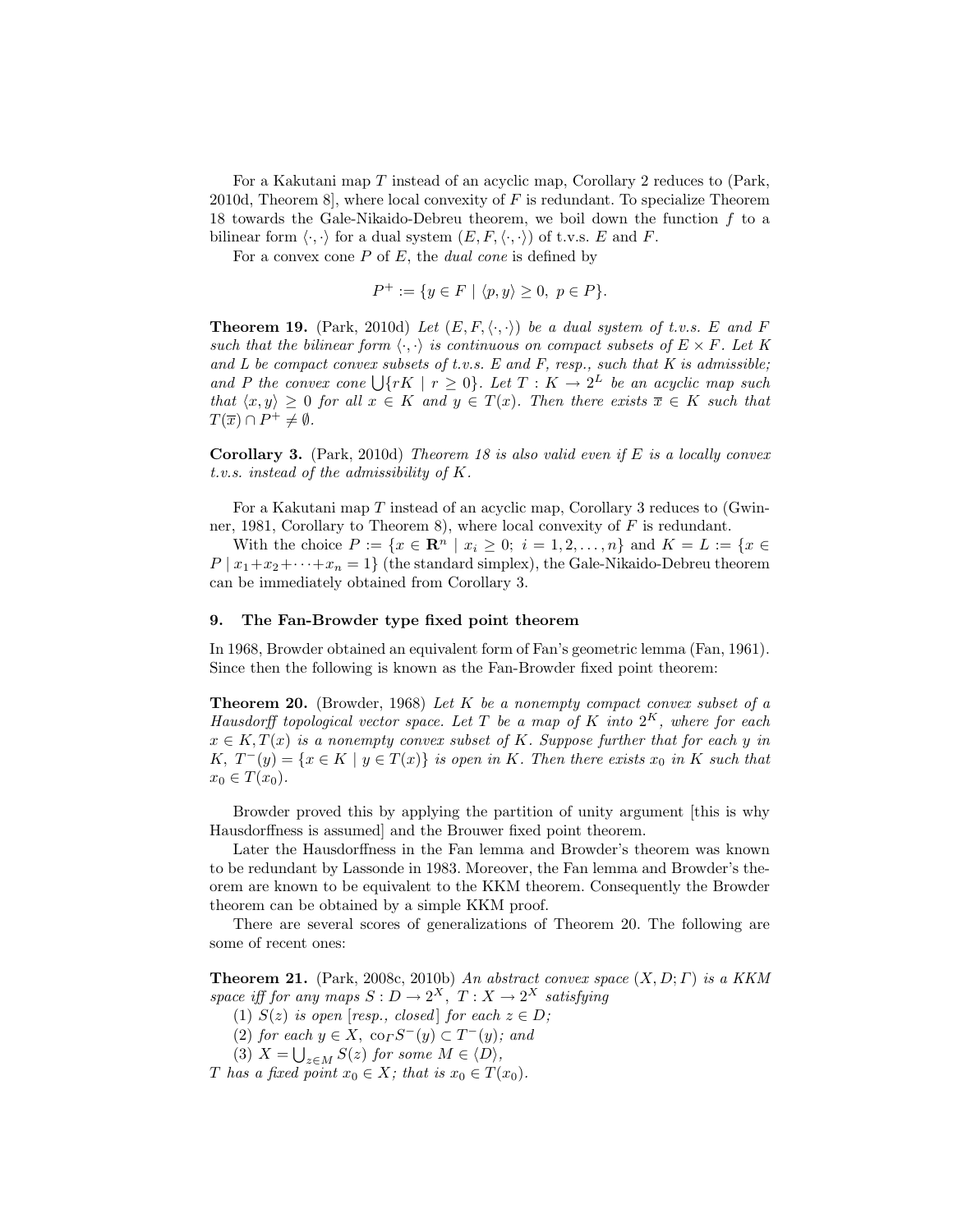For a Kakutani map $T$ instead of an acyclic map, Corollary 2 reduces to (Park, 2010d, Theorem 8], where local convexity of $F$ is redundant. To specialize Theorem 18 towards the Gale-Nikaido-Debreu theorem, we boil down the function $f$ to a bilinear form $\langle \cdot, \cdot \rangle$ for a dual system $(E, F, \langle \cdot, \cdot \rangle)$ of t.v.s. $E$ and $F$.

For a convex cone $P$ of $E$, the *dual cone* is defined by

$$P^+ := \{y \in F \mid \langle p, y \rangle \geq 0,\ p \in P\}.$$

**Theorem 19.** (Park, 2010d) *Let $(E, F, \langle \cdot, \cdot \rangle)$ be a dual system of t.v.s. $E$ and $F$ such that the bilinear form $\langle \cdot, \cdot \rangle$ is continuous on compact subsets of $E \times F$. Let $K$ and $L$ be compact convex subsets of t.v.s. $E$ and $F$, resp., such that $K$ is admissible; and $P$ the convex cone $\bigcup\{rK \mid r \geq 0\}$. Let $T : K \to 2^L$ be an acyclic map such that $\langle x, y \rangle \geq 0$ for all $x \in K$ and $y \in T(x)$. Then there exists $\overline{x} \in K$ such that $T(\overline{x}) \cap P^+ \neq \emptyset$.*

**Corollary 3.** (Park, 2010d) *Theorem 18 is also valid even if $E$ is a locally convex t.v.s. instead of the admissibility of $K$.*

For a Kakutani map $T$ instead of an acyclic map, Corollary 3 reduces to (Gwinner, 1981, Corollary to Theorem 8), where local convexity of $F$ is redundant.

With the choice $P := \{x \in \mathbf{R}^n \mid x_i \geq 0;\ i = 1, 2, \ldots, n\}$ and $K = L := \{x \in P \mid x_1 + x_2 + \cdots + x_n = 1\}$ (the standard simplex), the Gale-Nikaido-Debreu theorem can be immediately obtained from Corollary 3.

## 9. The Fan-Browder type fixed point theorem

In 1968, Browder obtained an equivalent form of Fan's geometric lemma (Fan, 1961). Since then the following is known as the Fan-Browder fixed point theorem:

**Theorem 20.** (Browder, 1968) *Let $K$ be a nonempty compact convex subset of a Hausdorff topological vector space. Let $T$ be a map of $K$ into $2^K$, where for each $x \in K, T(x)$ is a nonempty convex subset of $K$. Suppose further that for each $y$ in $K$, $T^-(y) = \{x \in K \mid y \in T(x)\}$ is open in $K$. Then there exists $x_0$ in $K$ such that $x_0 \in T(x_0)$.*

Browder proved this by applying the partition of unity argument [this is why Hausdorffness is assumed] and the Brouwer fixed point theorem.

Later the Hausdorffness in the Fan lemma and Browder's theorem was known to be redundant by Lassonde in 1983. Moreover, the Fan lemma and Browder's theorem are known to be equivalent to the KKM theorem. Consequently the Browder theorem can be obtained by a simple KKM proof.

There are several scores of generalizations of Theorem 20. The following are some of recent ones:

**Theorem 21.** (Park, 2008c, 2010b) *An abstract convex space $(X, D; \Gamma)$ is a KKM space iff for any maps $S : D \to 2^X$, $T : X \to 2^X$ satisfying*

(1) *$S(z)$ is open [resp., closed] for each $z \in D$;*

(2) *for each $y \in X$, $\mathrm{co}_\Gamma S^-(y) \subset T^-(y)$; and*

(3) *$X = \bigcup_{z \in M} S(z)$ for some $M \in \langle D \rangle$,*

*$T$ has a fixed point $x_0 \in X$; that is $x_0 \in T(x_0)$.*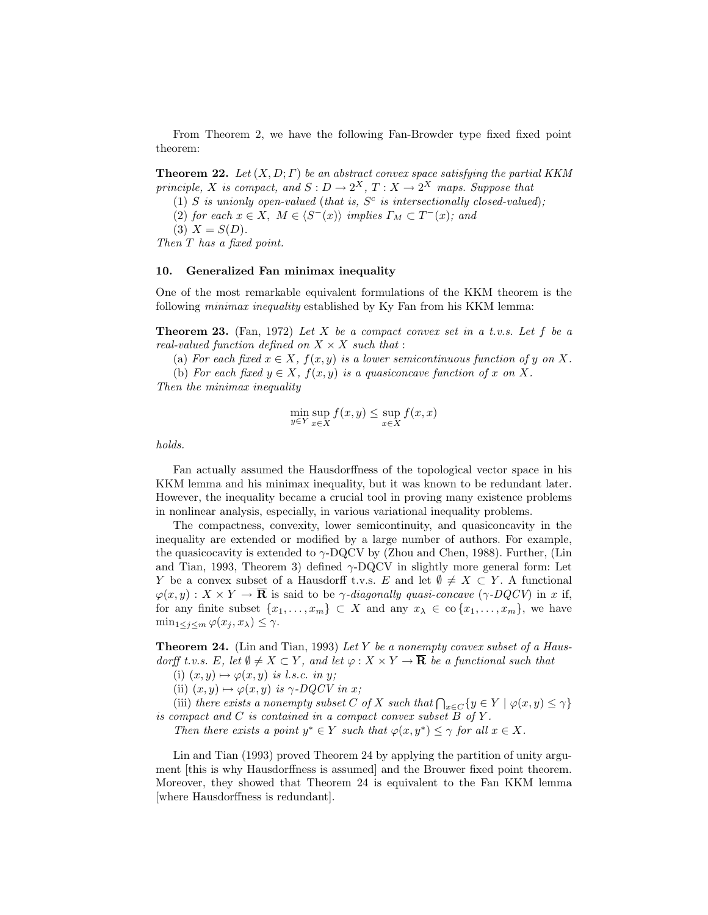From Theorem 2, we have the following Fan-Browder type fixed fixed point theorem:

**Theorem 22.** *Let $(X, D; \Gamma)$ be an abstract convex space satisfying the partial KKM principle, $X$ is compact, and $S : D \to 2^X$, $T : X \to 2^X$ maps. Suppose that*

(1) *$S$ is unionly open-valued (that is, $S^c$ is intersectionally closed-valued);*

(2) *for each $x \in X$, $M \in \langle S^-(x) \rangle$ implies $\Gamma_M \subset T^-(x)$; and*

(3) *$X = S(D)$.*

*Then $T$ has a fixed point.*

## 10. Generalized Fan minimax inequality

One of the most remarkable equivalent formulations of the KKM theorem is the following *minimax inequality* established by Ky Fan from his KKM lemma:

**Theorem 23.** (Fan, 1972) *Let $X$ be a compact convex set in a t.v.s. Let $f$ be a real-valued function defined on $X \times X$ such that :*

(a) *For each fixed $x \in X$, $f(x, y)$ is a lower semicontinuous function of $y$ on $X$.*

(b) *For each fixed $y \in X$, $f(x, y)$ is a quasiconcave function of $x$ on $X$.*

*Then the minimax inequality*

$$\min_{y \in Y} \sup_{x \in X} f(x, y) \leq \sup_{x \in X} f(x, x)$$

*holds.*

Fan actually assumed the Hausdorffness of the topological vector space in his KKM lemma and his minimax inequality, but it was known to be redundant later. However, the inequality became a crucial tool in proving many existence problems in nonlinear analysis, especially, in various variational inequality problems.

The compactness, convexity, lower semicontinuity, and quasiconcavity in the inequality are extended or modified by a large number of authors. For example, the quasicocavity is extended to $\gamma$-DQCV by (Zhou and Chen, 1988). Further, (Lin and Tian, 1993, Theorem 3) defined $\gamma$-DQCV in slightly more general form: Let $Y$ be a convex subset of a Hausdorff t.v.s. $E$ and let $\emptyset \neq X \subset Y$. A functional $\varphi(x, y) : X \times Y \to \overline{\mathbf{R}}$ is said to be *$\gamma$-diagonally quasi-concave ($\gamma$-DQCV)* in $x$ if, for any finite subset $\{x_1, \ldots, x_m\} \subset X$ and any $x_\lambda \in \operatorname{co}\{x_1, \ldots, x_m\}$, we have $\min_{1 \leq j \leq m} \varphi(x_j, x_\lambda) \leq \gamma$.

**Theorem 24.** (Lin and Tian, 1993) *Let $Y$ be a nonempty convex subset of a Hausdorff t.v.s. $E$, let $\emptyset \neq X \subset Y$, and let $\varphi : X \times Y \to \overline{\mathbf{R}}$ be a functional such that*

(i) *$(x, y) \mapsto \varphi(x, y)$ is l.s.c. in $y$;*

(ii) *$(x, y) \mapsto \varphi(x, y)$ is $\gamma$-DQCV in $x$;*

(iii) *there exists a nonempty subset $C$ of $X$ such that $\bigcap_{x \in C} \{y \in Y \mid \varphi(x, y) \leq \gamma\}$ is compact and $C$ is contained in a compact convex subset $B$ of $Y$.*

*Then there exists a point $y^* \in Y$ such that $\varphi(x, y^*) \leq \gamma$ for all $x \in X$.*

Lin and Tian (1993) proved Theorem 24 by applying the partition of unity argument [this is why Hausdorffness is assumed] and the Brouwer fixed point theorem. Moreover, they showed that Theorem 24 is equivalent to the Fan KKM lemma [where Hausdorffness is redundant].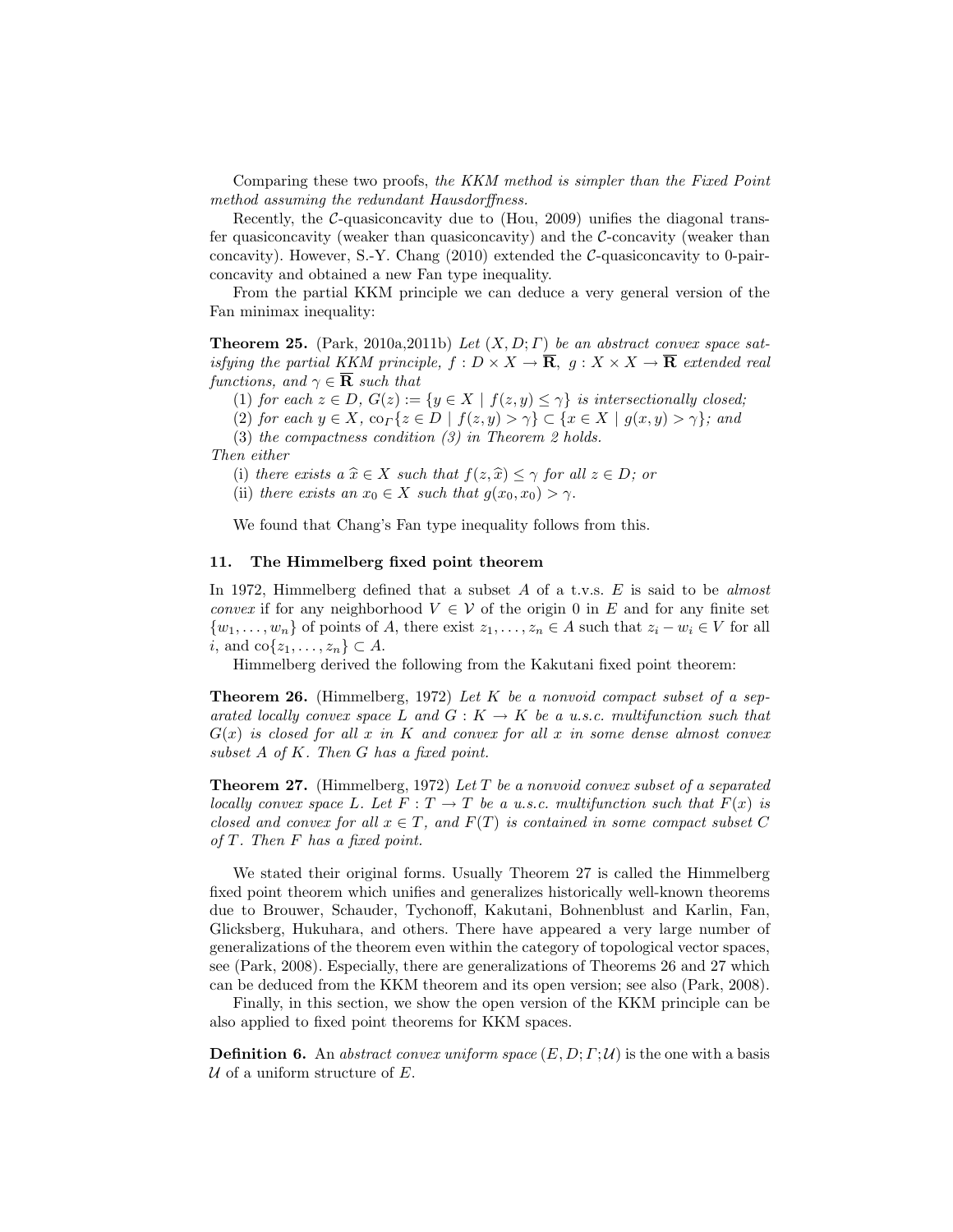Comparing these two proofs, *the KKM method is simpler than the Fixed Point method assuming the redundant Hausdorffness.*

Recently, the $\mathcal{C}$-quasiconcavity due to (Hou, 2009) unifies the diagonal transfer quasiconcavity (weaker than quasiconcavity) and the $\mathcal{C}$-concavity (weaker than concavity). However, S.-Y. Chang (2010) extended the $\mathcal{C}$-quasiconcavity to 0-pair-concavity and obtained a new Fan type inequality.

From the partial KKM principle we can deduce a very general version of the Fan minimax inequality:

**Theorem 25.** (Park, 2010a,2011b) *Let $(X, D; \Gamma)$ be an abstract convex space satisfying the partial KKM principle, $f : D \times X \to \overline{\mathbf{R}}$, $g : X \times X \to \overline{\mathbf{R}}$ extended real functions, and $\gamma \in \overline{\mathbf{R}}$ such that*

(1) *for each $z \in D$, $G(z) := \{y \in X \mid f(z, y) \leq \gamma\}$ is intersectionally closed;*

(2) *for each $y \in X$, $\mathrm{co}_\Gamma\{z \in D \mid f(z, y) > \gamma\} \subset \{x \in X \mid g(x, y) > \gamma\}$; and*

(3) *the compactness condition (3) in Theorem 2 holds.*

*Then either*

(i) *there exists a $\widehat{x} \in X$ such that $f(z, \widehat{x}) \leq \gamma$ for all $z \in D$; or*

(ii) *there exists an $x_0 \in X$ such that $g(x_0, x_0) > \gamma$.*

We found that Chang's Fan type inequality follows from this.

## 11. The Himmelberg fixed point theorem

In 1972, Himmelberg defined that a subset $A$ of a t.v.s. $E$ is said to be *almost convex* if for any neighborhood $V \in \mathcal{V}$ of the origin 0 in $E$ and for any finite set $\{w_1, \ldots, w_n\}$ of points of $A$, there exist $z_1, \ldots, z_n \in A$ such that $z_i - w_i \in V$ for all $i$, and $\mathrm{co}\{z_1, \ldots, z_n\} \subset A$.

Himmelberg derived the following from the Kakutani fixed point theorem:

**Theorem 26.** (Himmelberg, 1972) *Let $K$ be a nonvoid compact subset of a separated locally convex space $L$ and $G : K \to K$ be a u.s.c. multifunction such that $G(x)$ is closed for all $x$ in $K$ and convex for all $x$ in some dense almost convex subset $A$ of $K$. Then $G$ has a fixed point.*

**Theorem 27.** (Himmelberg, 1972) *Let $T$ be a nonvoid convex subset of a separated locally convex space $L$. Let $F : T \to T$ be a u.s.c. multifunction such that $F(x)$ is closed and convex for all $x \in T$, and $F(T)$ is contained in some compact subset $C$ of $T$. Then $F$ has a fixed point.*

We stated their original forms. Usually Theorem 27 is called the Himmelberg fixed point theorem which unifies and generalizes historically well-known theorems due to Brouwer, Schauder, Tychonoff, Kakutani, Bohnenblust and Karlin, Fan, Glicksberg, Hukuhara, and others. There have appeared a very large number of generalizations of the theorem even within the category of topological vector spaces, see (Park, 2008). Especially, there are generalizations of Theorems 26 and 27 which can be deduced from the KKM theorem and its open version; see also (Park, 2008).

Finally, in this section, we show the open version of the KKM principle can be also applied to fixed point theorems for KKM spaces.

**Definition 6.** An *abstract convex uniform space* $(E, D; \Gamma; \mathcal{U})$ is the one with a basis $\mathcal{U}$ of a uniform structure of $E$.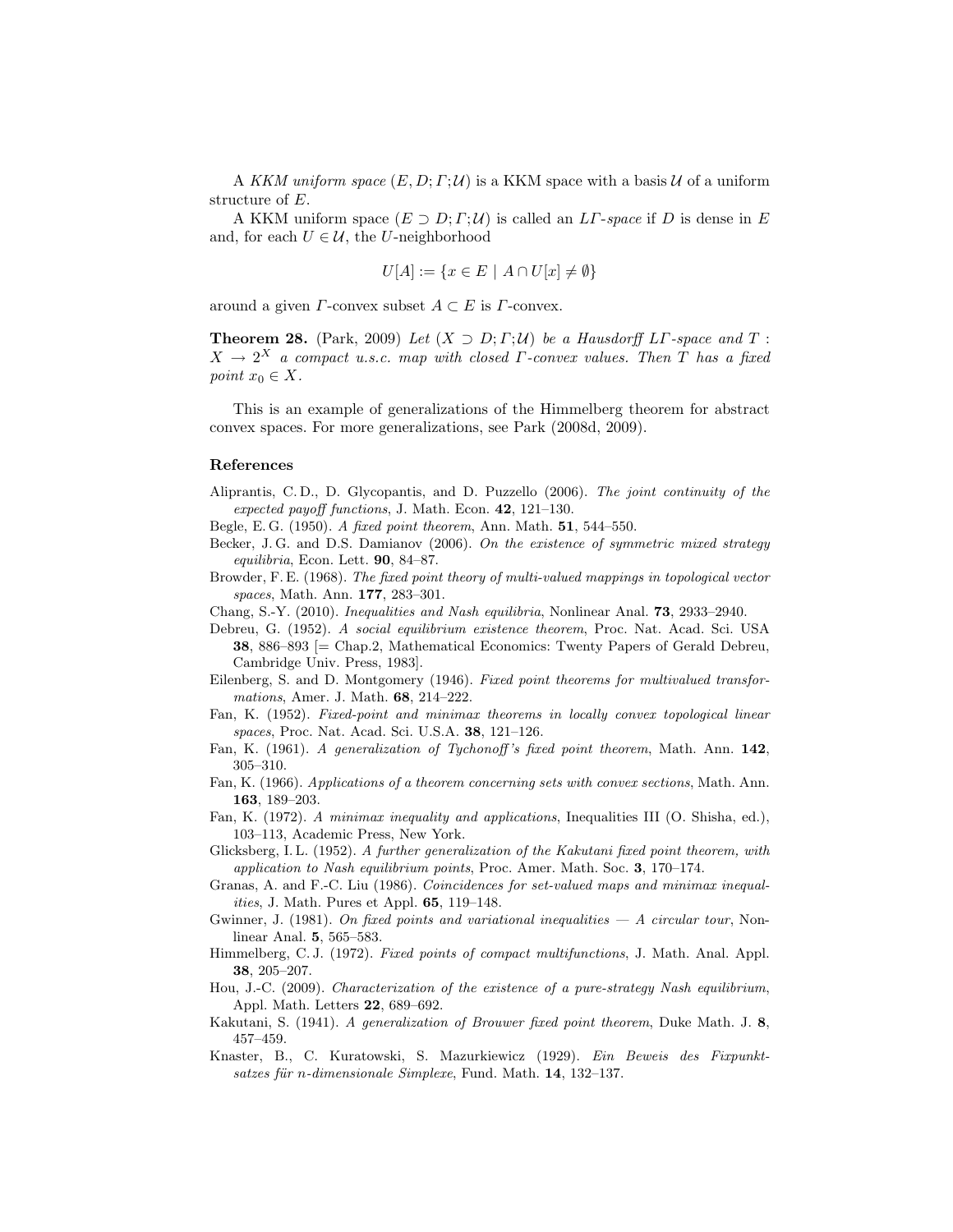A *KKM uniform space* $(E, D; \Gamma; \mathcal{U})$ is a KKM space with a basis $\mathcal{U}$ of a uniform structure of $E$.

A KKM uniform space $(E \supset D; \Gamma; \mathcal{U})$ is called an *L$\Gamma$-space* if $D$ is dense in $E$ and, for each $U \in \mathcal{U}$, the $U$-neighborhood

$$U[A] := \{x \in E \mid A \cap U[x] \neq \emptyset\}$$

around a given $\Gamma$-convex subset $A \subset E$ is $\Gamma$-convex.

**Theorem 28.** (Park, 2009) *Let $(X \supset D; \Gamma; \mathcal{U})$ be a Hausdorff L$\Gamma$-space and $T : X \to 2^X$ a compact u.s.c. map with closed $\Gamma$-convex values. Then $T$ has a fixed point $x_0 \in X$.*

This is an example of generalizations of the Himmelberg theorem for abstract convex spaces. For more generalizations, see Park (2008d, 2009).

## References

Aliprantis, C. D., D. Glycopantis, and D. Puzzello (2006). *The joint continuity of the expected payoff functions*, J. Math. Econ. **42**, 121–130.

Begle, E. G. (1950). *A fixed point theorem*, Ann. Math. **51**, 544–550.

Becker, J. G. and D.S. Damianov (2006). *On the existence of symmetric mixed strategy equilibria*, Econ. Lett. **90**, 84–87.

Browder, F. E. (1968). *The fixed point theory of multi-valued mappings in topological vector spaces*, Math. Ann. **177**, 283–301.

Chang, S.-Y. (2010). *Inequalities and Nash equilibria*, Nonlinear Anal. **73**, 2933–2940.

Debreu, G. (1952). *A social equilibrium existence theorem*, Proc. Nat. Acad. Sci. USA **38**, 886–893 [= Chap.2, Mathematical Economics: Twenty Papers of Gerald Debreu, Cambridge Univ. Press, 1983].

Eilenberg, S. and D. Montgomery (1946). *Fixed point theorems for multivalued transformations*, Amer. J. Math. **68**, 214–222.

Fan, K. (1952). *Fixed-point and minimax theorems in locally convex topological linear spaces*, Proc. Nat. Acad. Sci. U.S.A. **38**, 121–126.

Fan, K. (1961). *A generalization of Tychonoff's fixed point theorem*, Math. Ann. **142**, 305–310.

Fan, K. (1966). *Applications of a theorem concerning sets with convex sections*, Math. Ann. **163**, 189–203.

Fan, K. (1972). *A minimax inequality and applications*, Inequalities III (O. Shisha, ed.), 103–113, Academic Press, New York.

Glicksberg, I. L. (1952). *A further generalization of the Kakutani fixed point theorem, with application to Nash equilibrium points*, Proc. Amer. Math. Soc. **3**, 170–174.

Granas, A. and F.-C. Liu (1986). *Coincidences for set-valued maps and minimax inequalities*, J. Math. Pures et Appl. **65**, 119–148.

Gwinner, J. (1981). *On fixed points and variational inequalities — A circular tour*, Nonlinear Anal. **5**, 565–583.

Himmelberg, C. J. (1972). *Fixed points of compact multifunctions*, J. Math. Anal. Appl. **38**, 205–207.

Hou, J.-C. (2009). *Characterization of the existence of a pure-strategy Nash equilibrium*, Appl. Math. Letters **22**, 689–692.

Kakutani, S. (1941). *A generalization of Brouwer fixed point theorem*, Duke Math. J. **8**, 457–459.

Knaster, B., C. Kuratowski, S. Mazurkiewicz (1929). *Ein Beweis des Fixpunktsatzes für n-dimensionale Simplexe*, Fund. Math. **14**, 132–137.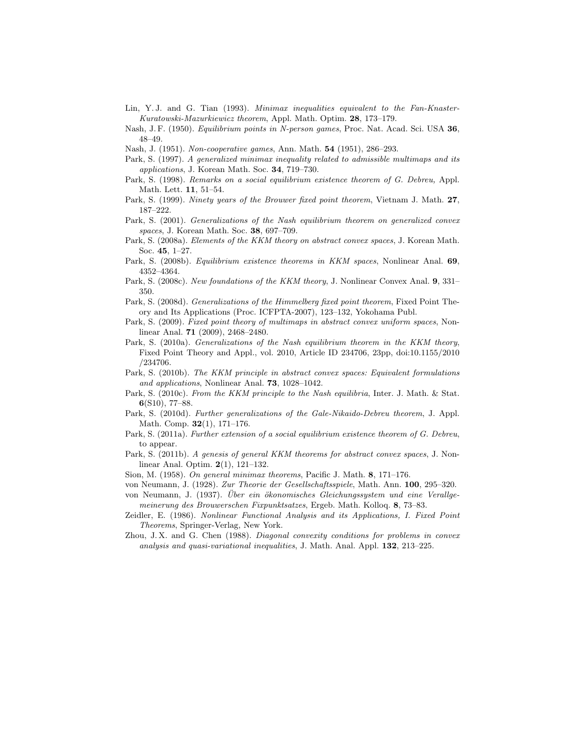Lin, Y. J. and G. Tian (1993). *Minimax inequalities equivalent to the Fan-Knaster-Kuratowski-Mazurkiewicz theorem*, Appl. Math. Optim. **28**, 173–179.

Nash, J. F. (1950). *Equilibrium points in N-person games*, Proc. Nat. Acad. Sci. USA **36**, 48–49.

Nash, J. (1951). *Non-cooperative games*, Ann. Math. **54** (1951), 286–293.

Park, S. (1997). *A generalized minimax inequality related to admissible multimaps and its applications*, J. Korean Math. Soc. **34**, 719–730.

Park, S. (1998). *Remarks on a social equilibrium existence theorem of G. Debreu,* Appl. Math. Lett. **11**, 51–54.

Park, S. (1999). *Ninety years of the Brouwer fixed point theorem*, Vietnam J. Math. **27**, 187–222.

Park, S. (2001). *Generalizations of the Nash equilibrium theorem on generalized convex spaces*, J. Korean Math. Soc. **38**, 697–709.

Park, S. (2008a). *Elements of the KKM theory on abstract convex spaces*, J. Korean Math. Soc. **45**, 1–27.

Park, S. (2008b). *Equilibrium existence theorems in KKM spaces*, Nonlinear Anal. **69**, 4352–4364.

Park, S. (2008c). *New foundations of the KKM theory*, J. Nonlinear Convex Anal. **9**, 331–350.

Park, S. (2008d). *Generalizations of the Himmelberg fixed point theorem*, Fixed Point Theory and Its Applications (Proc. ICFPTA-2007), 123–132, Yokohama Publ.

Park, S. (2009). *Fixed point theory of multimaps in abstract convex uniform spaces*, Nonlinear Anal. **71** (2009), 2468–2480.

Park, S. (2010a). *Generalizations of the Nash equilibrium theorem in the KKM theory*, Fixed Point Theory and Appl., vol. 2010, Article ID 234706, 23pp, doi:10.1155/2010/234706.

Park, S. (2010b). *The KKM principle in abstract convex spaces: Equivalent formulations and applications*, Nonlinear Anal. **73**, 1028–1042.

Park, S. (2010c). *From the KKM principle to the Nash equilibria*, Inter. J. Math. & Stat. **6**(S10), 77–88.

Park, S. (2010d). *Further generalizations of the Gale-Nikaido-Debreu theorem*, J. Appl. Math. Comp. **32**(1), 171–176.

Park, S. (2011a). *Further extension of a social equilibrium existence theorem of G. Debreu*, to appear.

Park, S. (2011b). *A genesis of general KKM theorems for abstract convex spaces*, J. Nonlinear Anal. Optim. **2**(1), 121–132.

Sion, M. (1958). *On general minimax theorems*, Pacific J. Math. **8**, 171–176.

von Neumann, J. (1928). *Zur Theorie der Gesellschaftsspiele*, Math. Ann. **100**, 295–320.

von Neumann, J. (1937). *Über ein ökonomisches Gleichungssystem und eine Verallgemeinerung des Brouwerschen Fixpunktsatzes*, Ergeb. Math. Kolloq. **8**, 73–83.

Zeidler, E. (1986). *Nonlinear Functional Analysis and its Applications, I. Fixed Point Theorems*, Springer-Verlag, New York.

Zhou, J. X. and G. Chen (1988). *Diagonal convexity conditions for problems in convex analysis and quasi-variational inequalities*, J. Math. Anal. Appl. **132**, 213–225.